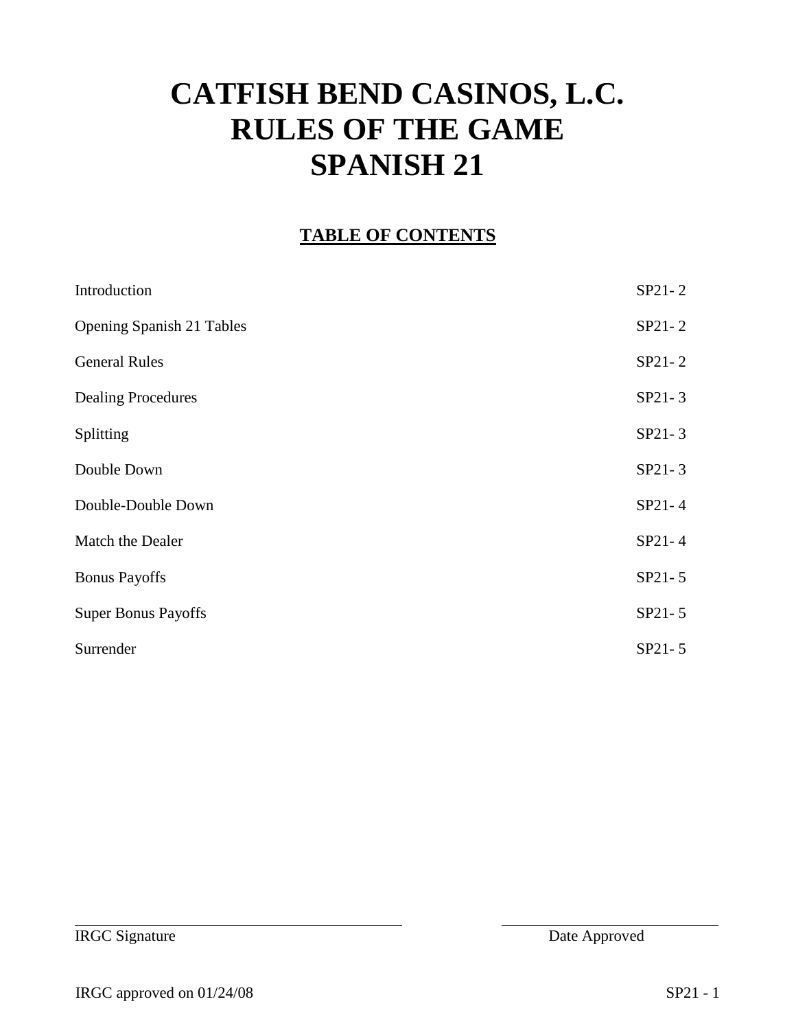# CATFISH BEND CASINOS, L.C.
# RULES OF THE GAME
# SPANISH 21

## TABLE OF CONTENTS

| | |
|---|---|
| Introduction | SP21- 2 |
| Opening Spanish 21 Tables | SP21- 2 |
| General Rules | SP21- 2 |
| Dealing Procedures | SP21- 3 |
| Splitting | SP21- 3 |
| Double Down | SP21- 3 |
| Double-Double Down | SP21- 4 |
| Match the Dealer | SP21- 4 |
| Bonus Payoffs | SP21- 5 |
| Super Bonus Payoffs | SP21- 5 |
| Surrender | SP21- 5 |

IRGC Signature

Date Approved

IRGC approved on 01/24/08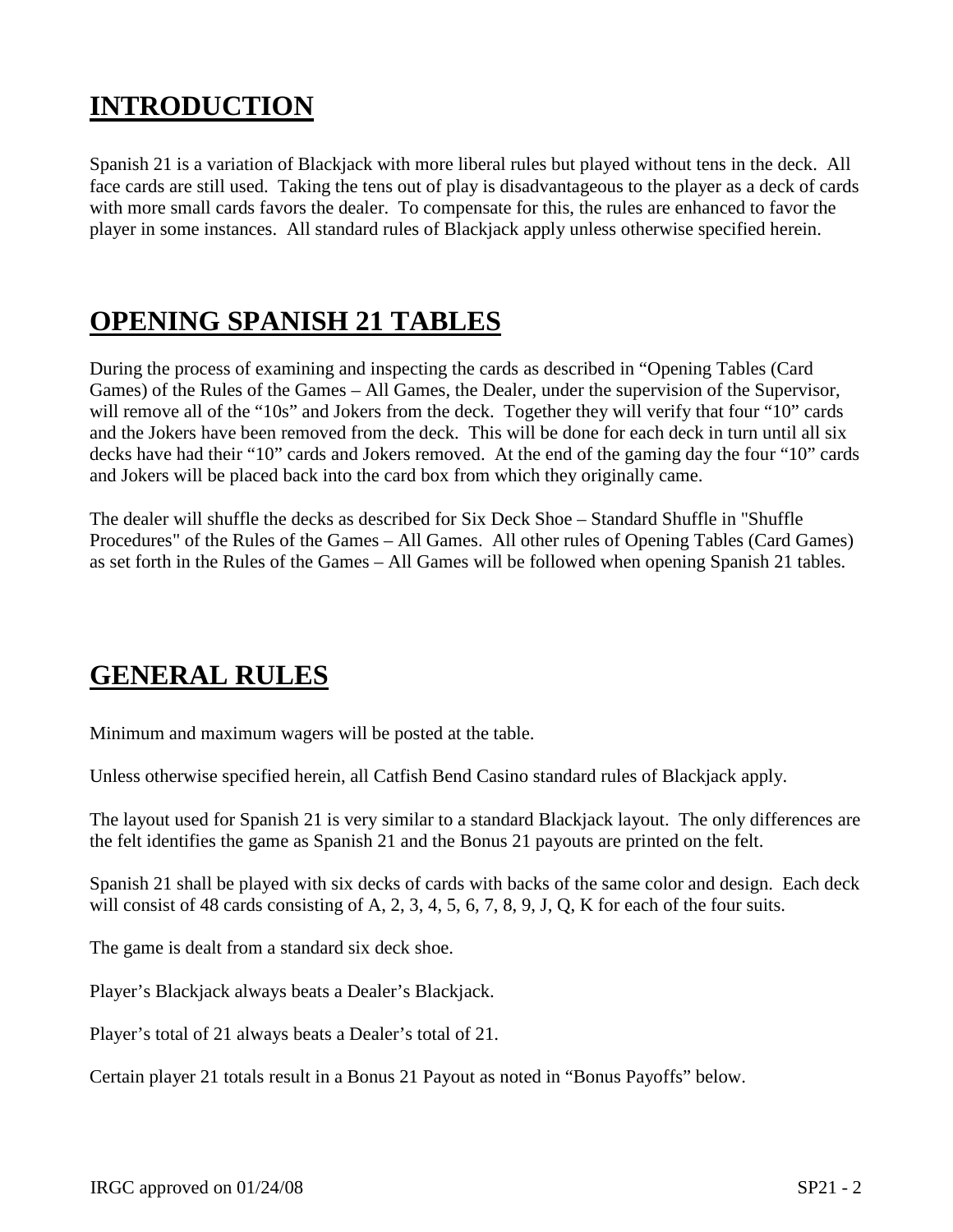# INTRODUCTION

Spanish 21 is a variation of Blackjack with more liberal rules but played without tens in the deck. All face cards are still used. Taking the tens out of play is disadvantageous to the player as a deck of cards with more small cards favors the dealer. To compensate for this, the rules are enhanced to favor the player in some instances. All standard rules of Blackjack apply unless otherwise specified herein.

# OPENING SPANISH 21 TABLES

During the process of examining and inspecting the cards as described in "Opening Tables (Card Games) of the Rules of the Games – All Games, the Dealer, under the supervision of the Supervisor, will remove all of the "10s" and Jokers from the deck. Together they will verify that four "10" cards and the Jokers have been removed from the deck. This will be done for each deck in turn until all six decks have had their "10" cards and Jokers removed. At the end of the gaming day the four "10" cards and Jokers will be placed back into the card box from which they originally came.

The dealer will shuffle the decks as described for Six Deck Shoe – Standard Shuffle in "Shuffle Procedures" of the Rules of the Games – All Games. All other rules of Opening Tables (Card Games) as set forth in the Rules of the Games – All Games will be followed when opening Spanish 21 tables.

# GENERAL RULES

Minimum and maximum wagers will be posted at the table.

Unless otherwise specified herein, all Catfish Bend Casino standard rules of Blackjack apply.

The layout used for Spanish 21 is very similar to a standard Blackjack layout. The only differences are the felt identifies the game as Spanish 21 and the Bonus 21 payouts are printed on the felt.

Spanish 21 shall be played with six decks of cards with backs of the same color and design. Each deck will consist of 48 cards consisting of A, 2, 3, 4, 5, 6, 7, 8, 9, J, Q, K for each of the four suits.

The game is dealt from a standard six deck shoe.

Player's Blackjack always beats a Dealer's Blackjack.

Player's total of 21 always beats a Dealer's total of 21.

Certain player 21 totals result in a Bonus 21 Payout as noted in "Bonus Payoffs" below.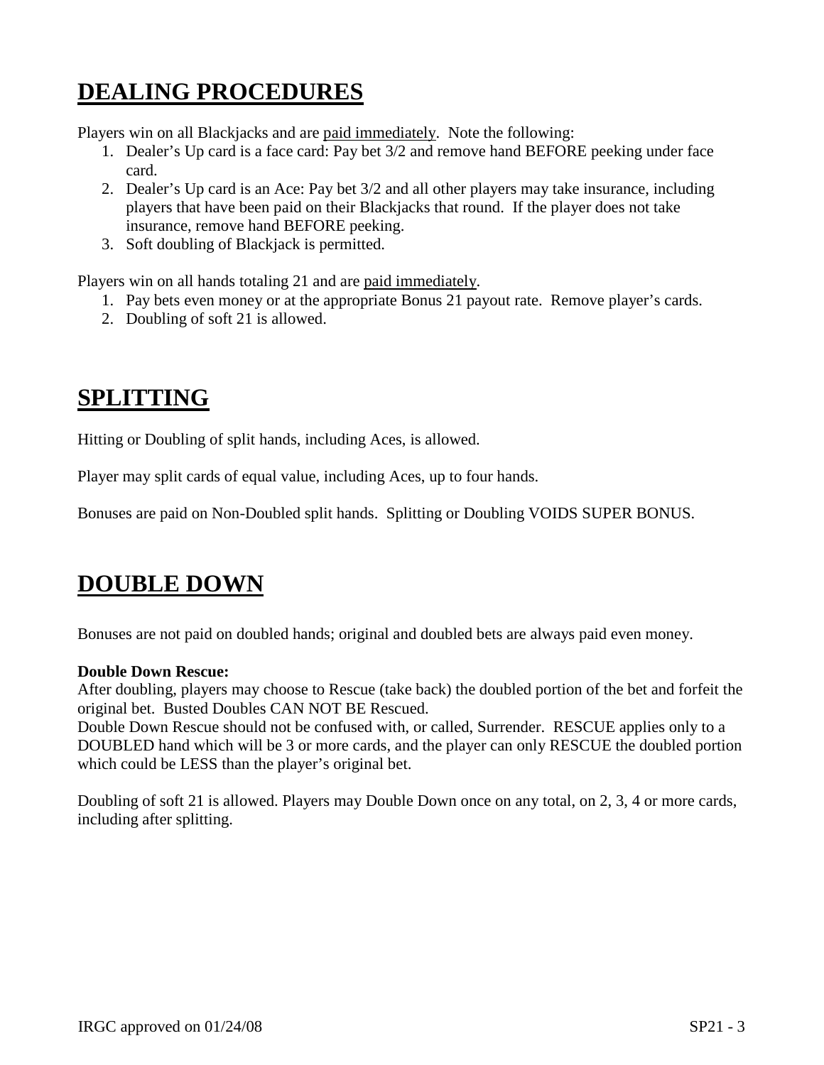# DEALING PROCEDURES

Players win on all Blackjacks and are paid immediately. Note the following:

1. Dealer's Up card is a face card: Pay bet 3/2 and remove hand BEFORE peeking under face card.
2. Dealer's Up card is an Ace: Pay bet 3/2 and all other players may take insurance, including players that have been paid on their Blackjacks that round. If the player does not take insurance, remove hand BEFORE peeking.
3. Soft doubling of Blackjack is permitted.

Players win on all hands totaling 21 and are paid immediately.

1. Pay bets even money or at the appropriate Bonus 21 payout rate. Remove player's cards.
2. Doubling of soft 21 is allowed.

# SPLITTING

Hitting or Doubling of split hands, including Aces, is allowed.

Player may split cards of equal value, including Aces, up to four hands.

Bonuses are paid on Non-Doubled split hands. Splitting or Doubling VOIDS SUPER BONUS.

# DOUBLE DOWN

Bonuses are not paid on doubled hands; original and doubled bets are always paid even money.

**Double Down Rescue:**

After doubling, players may choose to Rescue (take back) the doubled portion of the bet and forfeit the original bet. Busted Doubles CAN NOT BE Rescued.

Double Down Rescue should not be confused with, or called, Surrender. RESCUE applies only to a DOUBLED hand which will be 3 or more cards, and the player can only RESCUE the doubled portion which could be LESS than the player's original bet.

Doubling of soft 21 is allowed. Players may Double Down once on any total, on 2, 3, 4 or more cards, including after splitting.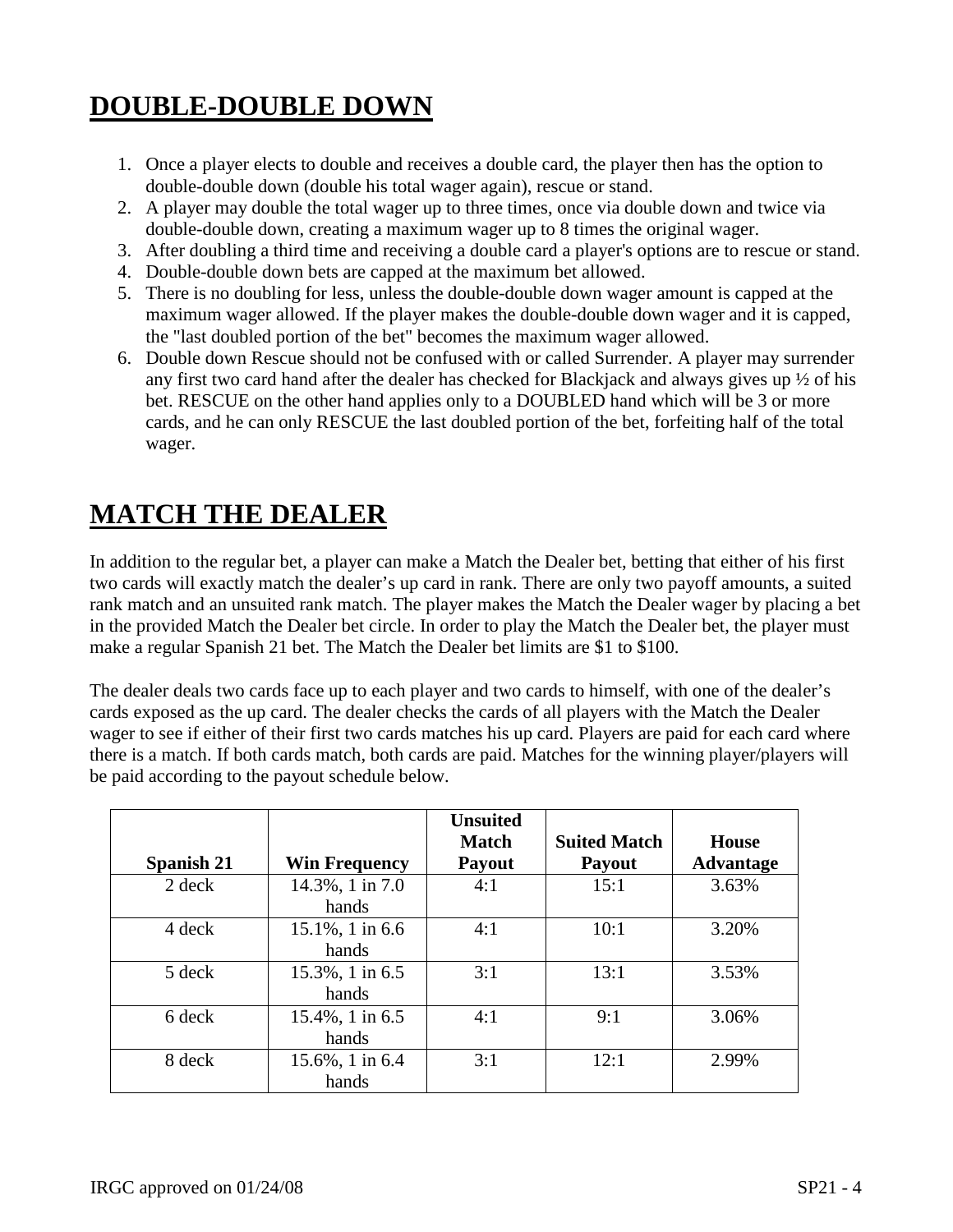## DOUBLE-DOUBLE DOWN

1. Once a player elects to double and receives a double card, the player then has the option to double-double down (double his total wager again), rescue or stand.
2. A player may double the total wager up to three times, once via double down and twice via double-double down, creating a maximum wager up to 8 times the original wager.
3. After doubling a third time and receiving a double card a player's options are to rescue or stand.
4. Double-double down bets are capped at the maximum bet allowed.
5. There is no doubling for less, unless the double-double down wager amount is capped at the maximum wager allowed. If the player makes the double-double down wager and it is capped, the "last doubled portion of the bet" becomes the maximum wager allowed.
6. Double down Rescue should not be confused with or called Surrender. A player may surrender any first two card hand after the dealer has checked for Blackjack and always gives up ½ of his bet. RESCUE on the other hand applies only to a DOUBLED hand which will be 3 or more cards, and he can only RESCUE the last doubled portion of the bet, forfeiting half of the total wager.

## MATCH THE DEALER

In addition to the regular bet, a player can make a Match the Dealer bet, betting that either of his first two cards will exactly match the dealer's up card in rank. There are only two payoff amounts, a suited rank match and an unsuited rank match. The player makes the Match the Dealer wager by placing a bet in the provided Match the Dealer bet circle. In order to play the Match the Dealer bet, the player must make a regular Spanish 21 bet. The Match the Dealer bet limits are $1 to $100.

The dealer deals two cards face up to each player and two cards to himself, with one of the dealer's cards exposed as the up card. The dealer checks the cards of all players with the Match the Dealer wager to see if either of their first two cards matches his up card. Players are paid for each card where there is a match. If both cards match, both cards are paid. Matches for the winning player/players will be paid according to the payout schedule below.

| Spanish 21 | Win Frequency | Unsuited Match Payout | Suited Match Payout | House Advantage |
|---|---|---|---|---|
| 2 deck | 14.3%, 1 in 7.0 hands | 4:1 | 15:1 | 3.63% |
| 4 deck | 15.1%, 1 in 6.6 hands | 4:1 | 10:1 | 3.20% |
| 5 deck | 15.3%, 1 in 6.5 hands | 3:1 | 13:1 | 3.53% |
| 6 deck | 15.4%, 1 in 6.5 hands | 4:1 | 9:1 | 3.06% |
| 8 deck | 15.6%, 1 in 6.4 hands | 3:1 | 12:1 | 2.99% |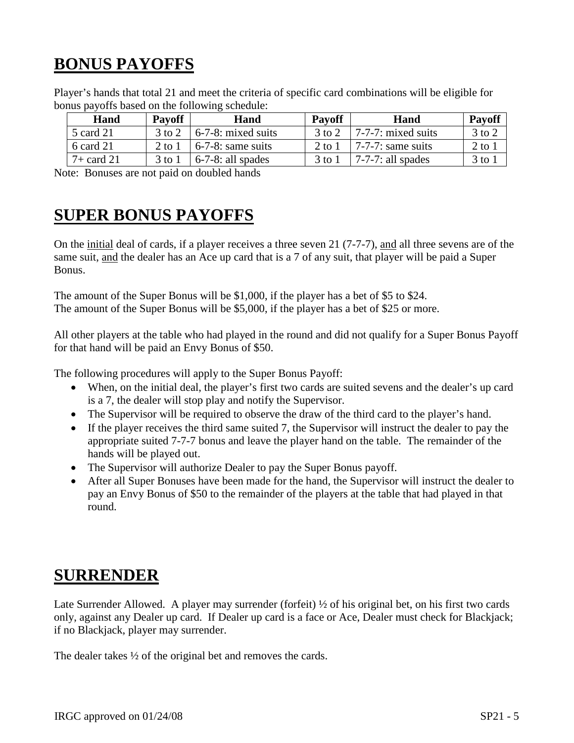## BONUS PAYOFFS

Player's hands that total 21 and meet the criteria of specific card combinations will be eligible for bonus payoffs based on the following schedule:

| Hand | Payoff | Hand | Payoff | Hand | Payoff |
|---|---|---|---|---|---|
| 5 card 21 | 3 to 2 | 6-7-8: mixed suits | 3 to 2 | 7-7-7: mixed suits | 3 to 2 |
| 6 card 21 | 2 to 1 | 6-7-8: same suits | 2 to 1 | 7-7-7: same suits | 2 to 1 |
| 7+ card 21 | 3 to 1 | 6-7-8: all spades | 3 to 1 | 7-7-7: all spades | 3 to 1 |

Note: Bonuses are not paid on doubled hands

## SUPER BONUS PAYOFFS

On the initial deal of cards, if a player receives a three seven 21 (7-7-7), and all three sevens are of the same suit, and the dealer has an Ace up card that is a 7 of any suit, that player will be paid a Super Bonus.

The amount of the Super Bonus will be $1,000, if the player has a bet of $5 to $24.
The amount of the Super Bonus will be $5,000, if the player has a bet of $25 or more.

All other players at the table who had played in the round and did not qualify for a Super Bonus Payoff for that hand will be paid an Envy Bonus of $50.

The following procedures will apply to the Super Bonus Payoff:

- When, on the initial deal, the player's first two cards are suited sevens and the dealer's up card is a 7, the dealer will stop play and notify the Supervisor.
- The Supervisor will be required to observe the draw of the third card to the player's hand.
- If the player receives the third same suited 7, the Supervisor will instruct the dealer to pay the appropriate suited 7-7-7 bonus and leave the player hand on the table. The remainder of the hands will be played out.
- The Supervisor will authorize Dealer to pay the Super Bonus payoff.
- After all Super Bonuses have been made for the hand, the Supervisor will instruct the dealer to pay an Envy Bonus of $50 to the remainder of the players at the table that had played in that round.

## SURRENDER

Late Surrender Allowed. A player may surrender (forfeit) ½ of his original bet, on his first two cards only, against any Dealer up card. If Dealer up card is a face or Ace, Dealer must check for Blackjack; if no Blackjack, player may surrender.

The dealer takes ½ of the original bet and removes the cards.